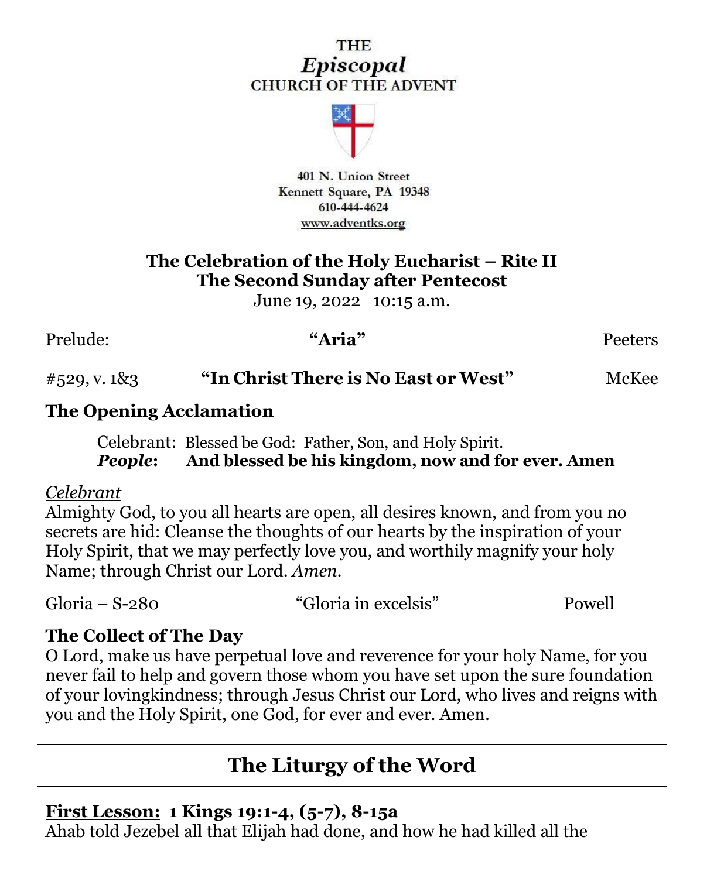THE
*Episcopal*
CHURCH OF THE ADVENT

401 N. Union Street
Kennett Square, PA 19348
610-444-4624
www.adventks.org

**The Celebration of the Holy Eucharist – Rite II**
**The Second Sunday after Pentecost**
June 19, 2022 10:15 a.m.

Prelude: **"Aria"** Peeters

#529, v. 1&3 **"In Christ There is No East or West"** McKee

**The Opening Acclamation**

Celebrant: Blessed be God: Father, Son, and Holy Spirit.
***People*: And blessed be his kingdom, now and for ever. Amen**

*Celebrant*
Almighty God, to you all hearts are open, all desires known, and from you no secrets are hid: Cleanse the thoughts of our hearts by the inspiration of your Holy Spirit, that we may perfectly love you, and worthily magnify your holy Name; through Christ our Lord. *Amen.*

Gloria – S-280 "Gloria in excelsis" Powell

**The Collect of The Day**
O Lord, make us have perpetual love and reverence for your holy Name, for you never fail to help and govern those whom you have set upon the sure foundation of your lovingkindness; through Jesus Christ our Lord, who lives and reigns with you and the Holy Spirit, one God, for ever and ever. Amen.

## The Liturgy of the Word

**First Lesson: 1 Kings 19:1-4, (5-7), 8-15a**
Ahab told Jezebel all that Elijah had done, and how he had killed all the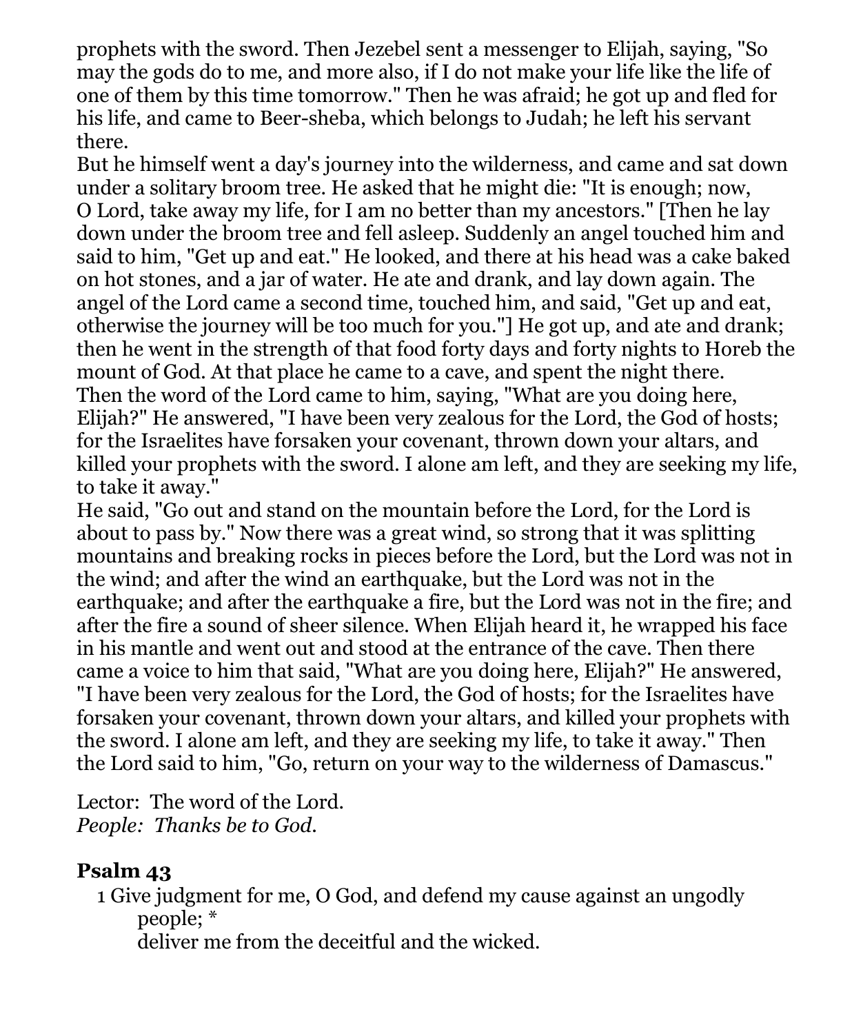prophets with the sword. Then Jezebel sent a messenger to Elijah, saying, "So may the gods do to me, and more also, if I do not make your life like the life of one of them by this time tomorrow." Then he was afraid; he got up and fled for his life, and came to Beer-sheba, which belongs to Judah; he left his servant there.

But he himself went a day's journey into the wilderness, and came and sat down under a solitary broom tree. He asked that he might die: "It is enough; now, O Lord, take away my life, for I am no better than my ancestors." [Then he lay down under the broom tree and fell asleep. Suddenly an angel touched him and said to him, "Get up and eat." He looked, and there at his head was a cake baked on hot stones, and a jar of water. He ate and drank, and lay down again. The angel of the Lord came a second time, touched him, and said, "Get up and eat, otherwise the journey will be too much for you."] He got up, and ate and drank; then he went in the strength of that food forty days and forty nights to Horeb the mount of God. At that place he came to a cave, and spent the night there.

Then the word of the Lord came to him, saying, "What are you doing here, Elijah?" He answered, "I have been very zealous for the Lord, the God of hosts; for the Israelites have forsaken your covenant, thrown down your altars, and killed your prophets with the sword. I alone am left, and they are seeking my life, to take it away."

He said, "Go out and stand on the mountain before the Lord, for the Lord is about to pass by." Now there was a great wind, so strong that it was splitting mountains and breaking rocks in pieces before the Lord, but the Lord was not in the wind; and after the wind an earthquake, but the Lord was not in the earthquake; and after the earthquake a fire, but the Lord was not in the fire; and after the fire a sound of sheer silence. When Elijah heard it, he wrapped his face in his mantle and went out and stood at the entrance of the cave. Then there came a voice to him that said, "What are you doing here, Elijah?" He answered, "I have been very zealous for the Lord, the God of hosts; for the Israelites have forsaken your covenant, thrown down your altars, and killed your prophets with the sword. I alone am left, and they are seeking my life, to take it away." Then the Lord said to him, "Go, return on your way to the wilderness of Damascus."

Lector: The word of the Lord.
*People: Thanks be to God.*

## Psalm 43

1 Give judgment for me, O God, and defend my cause against an ungodly people; *
deliver me from the deceitful and the wicked.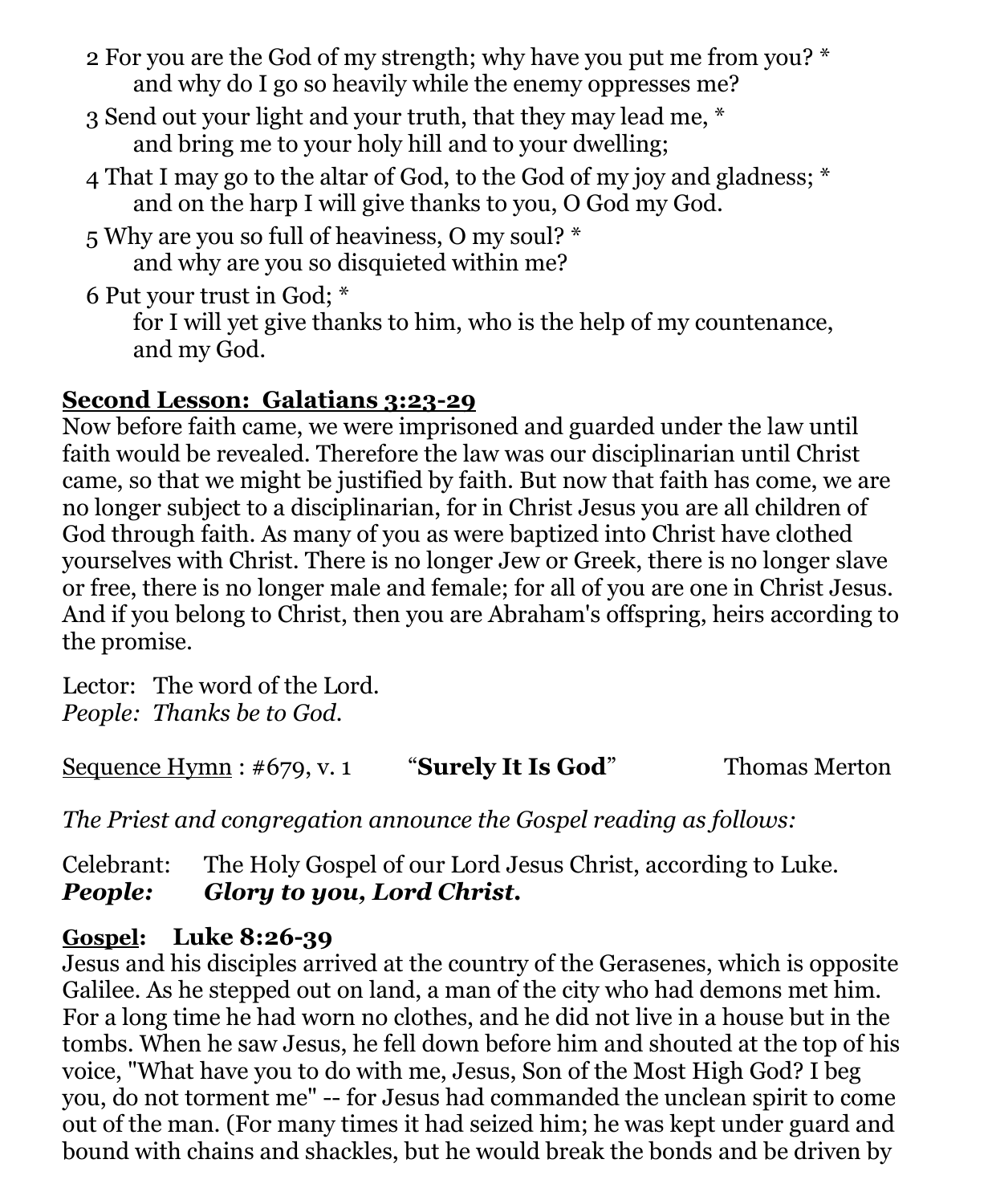2 For you are the God of my strength; why have you put me from you? *
  and why do I go so heavily while the enemy oppresses me?

3 Send out your light and your truth, that they may lead me, *
  and bring me to your holy hill and to your dwelling;

4 That I may go to the altar of God, to the God of my joy and gladness; *
  and on the harp I will give thanks to you, O God my God.

5 Why are you so full of heaviness, O my soul? *
  and why are you so disquieted within me?

6 Put your trust in God; *
  for I will yet give thanks to him, who is the help of my countenance, and my God.

**Second Lesson: Galatians 3:23-29**

Now before faith came, we were imprisoned and guarded under the law until faith would be revealed. Therefore the law was our disciplinarian until Christ came, so that we might be justified by faith. But now that faith has come, we are no longer subject to a disciplinarian, for in Christ Jesus you are all children of God through faith. As many of you as were baptized into Christ have clothed yourselves with Christ. There is no longer Jew or Greek, there is no longer slave or free, there is no longer male and female; for all of you are one in Christ Jesus. And if you belong to Christ, then you are Abraham's offspring, heirs according to the promise.

Lector: The word of the Lord.
*People: Thanks be to God.*

Sequence Hymn : #679, v. 1 "**Surely It Is God**" Thomas Merton

*The Priest and congregation announce the Gospel reading as follows:*

Celebrant: The Holy Gospel of our Lord Jesus Christ, according to Luke.
***People: Glory to you, Lord Christ.***

**Gospel: Luke 8:26-39**

Jesus and his disciples arrived at the country of the Gerasenes, which is opposite Galilee. As he stepped out on land, a man of the city who had demons met him. For a long time he had worn no clothes, and he did not live in a house but in the tombs. When he saw Jesus, he fell down before him and shouted at the top of his voice, "What have you to do with me, Jesus, Son of the Most High God? I beg you, do not torment me" -- for Jesus had commanded the unclean spirit to come out of the man. (For many times it had seized him; he was kept under guard and bound with chains and shackles, but he would break the bonds and be driven by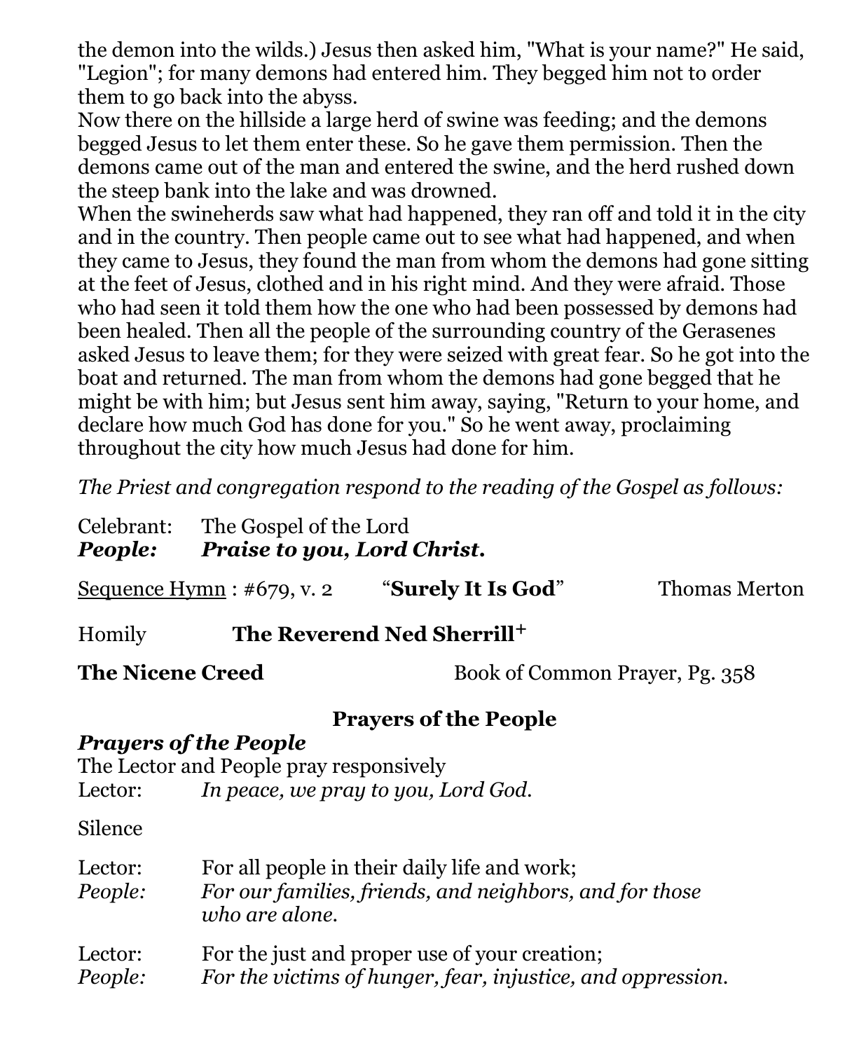the demon into the wilds.) Jesus then asked him, "What is your name?" He said, "Legion"; for many demons had entered him. They begged him not to order them to go back into the abyss.

Now there on the hillside a large herd of swine was feeding; and the demons begged Jesus to let them enter these. So he gave them permission. Then the demons came out of the man and entered the swine, and the herd rushed down the steep bank into the lake and was drowned.

When the swineherds saw what had happened, they ran off and told it in the city and in the country. Then people came out to see what had happened, and when they came to Jesus, they found the man from whom the demons had gone sitting at the feet of Jesus, clothed and in his right mind. And they were afraid. Those who had seen it told them how the one who had been possessed by demons had been healed. Then all the people of the surrounding country of the Gerasenes asked Jesus to leave them; for they were seized with great fear. So he got into the boat and returned. The man from whom the demons had gone begged that he might be with him; but Jesus sent him away, saying, "Return to your home, and declare how much God has done for you." So he went away, proclaiming throughout the city how much Jesus had done for him.

*The Priest and congregation respond to the reading of the Gospel as follows:*

Celebrant: The Gospel of the Lord
***People: Praise to you, Lord Christ.***

Sequence Hymn : #679, v. 2 "**Surely It Is God**" Thomas Merton

Homily **The Reverend Ned Sherrill+**

**The Nicene Creed** Book of Common Prayer, Pg. 358

## Prayers of the People

***Prayers of the People***

The Lector and People pray responsively

Lector: *In peace, we pray to you, Lord God.*

Silence

Lector: For all people in their daily life and work;
*People: For our families, friends, and neighbors, and for those who are alone.*

Lector: For the just and proper use of your creation;
*People: For the victims of hunger, fear, injustice, and oppression.*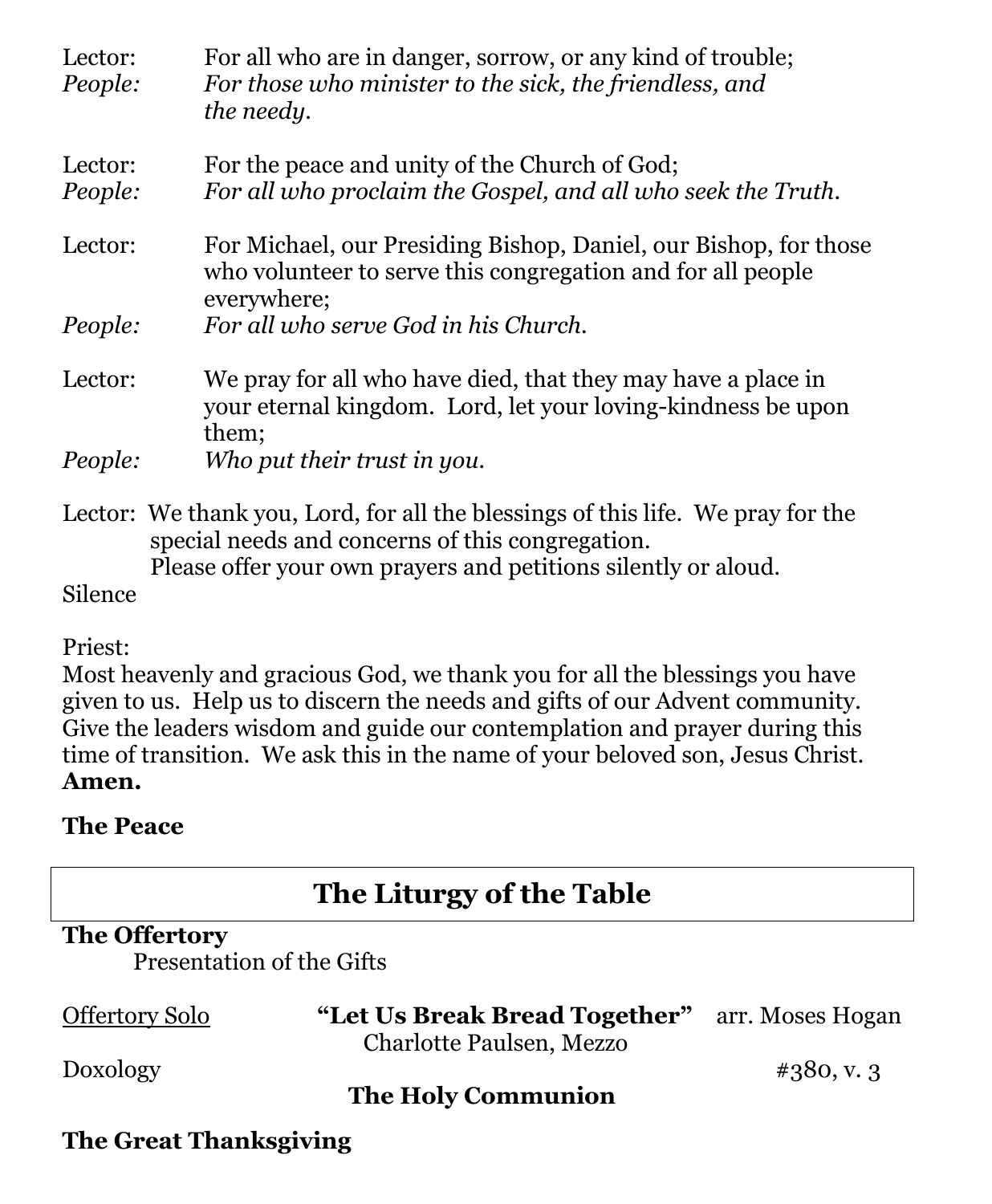Lector: For all who are in danger, sorrow, or any kind of trouble;
*People: For those who minister to the sick, the friendless, and the needy.*

Lector: For the peace and unity of the Church of God;
*People: For all who proclaim the Gospel, and all who seek the Truth.*

Lector: For Michael, our Presiding Bishop, Daniel, our Bishop, for those who volunteer to serve this congregation and for all people everywhere;
*People: For all who serve God in his Church.*

Lector: We pray for all who have died, that they may have a place in your eternal kingdom. Lord, let your loving-kindness be upon them;
*People: Who put their trust in you.*

Lector: We thank you, Lord, for all the blessings of this life. We pray for the special needs and concerns of this congregation.
Please offer your own prayers and petitions silently or aloud.

Silence

Priest:
Most heavenly and gracious God, we thank you for all the blessings you have given to us. Help us to discern the needs and gifts of our Advent community. Give the leaders wisdom and guide our contemplation and prayer during this time of transition. We ask this in the name of your beloved son, Jesus Christ. **Amen.**

**The Peace**

## The Liturgy of the Table

**The Offertory**
Presentation of the Gifts

Offertory Solo **"Let Us Break Bread Together"** arr. Moses Hogan
Charlotte Paulsen, Mezzo

Doxology #380, v. 3

**The Holy Communion**

**The Great Thanksgiving**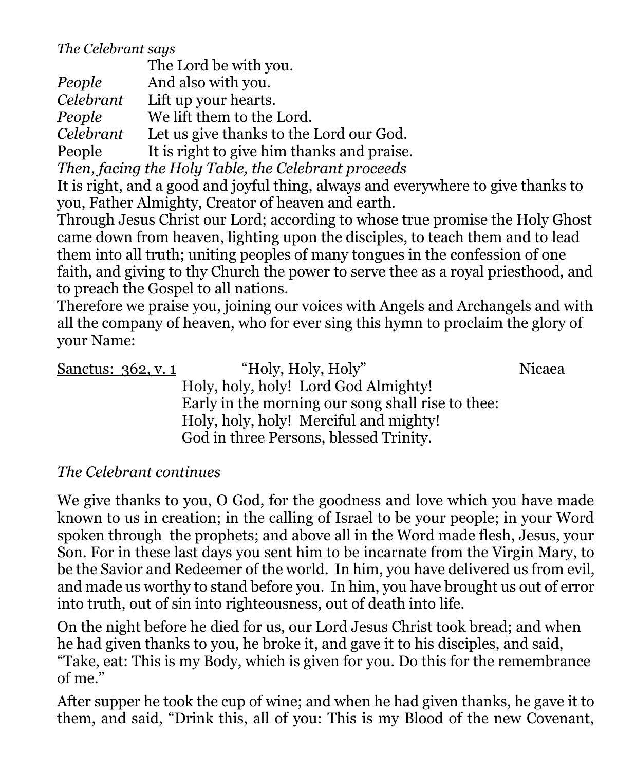*The Celebrant says*

The Lord be with you.

*People* And also with you.

*Celebrant* Lift up your hearts.

*People* We lift them to the Lord.

*Celebrant* Let us give thanks to the Lord our God.

People It is right to give him thanks and praise.

*Then, facing the Holy Table, the Celebrant proceeds*

It is right, and a good and joyful thing, always and everywhere to give thanks to you, Father Almighty, Creator of heaven and earth.

Through Jesus Christ our Lord; according to whose true promise the Holy Ghost came down from heaven, lighting upon the disciples, to teach them and to lead them into all truth; uniting peoples of many tongues in the confession of one faith, and giving to thy Church the power to serve thee as a royal priesthood, and to preach the Gospel to all nations.

Therefore we praise you, joining our voices with Angels and Archangels and with all the company of heaven, who for ever sing this hymn to proclaim the glory of your Name:

<u>Sanctus: 362, v. 1</u> "Holy, Holy, Holy" Nicaea

Holy, holy, holy! Lord God Almighty!
Early in the morning our song shall rise to thee:
Holy, holy, holy! Merciful and mighty!
God in three Persons, blessed Trinity.

*The Celebrant continues*

We give thanks to you, O God, for the goodness and love which you have made known to us in creation; in the calling of Israel to be your people; in your Word spoken through the prophets; and above all in the Word made flesh, Jesus, your Son. For in these last days you sent him to be incarnate from the Virgin Mary, to be the Savior and Redeemer of the world. In him, you have delivered us from evil, and made us worthy to stand before you. In him, you have brought us out of error into truth, out of sin into righteousness, out of death into life.

On the night before he died for us, our Lord Jesus Christ took bread; and when he had given thanks to you, he broke it, and gave it to his disciples, and said, "Take, eat: This is my Body, which is given for you. Do this for the remembrance of me."

After supper he took the cup of wine; and when he had given thanks, he gave it to them, and said, "Drink this, all of you: This is my Blood of the new Covenant,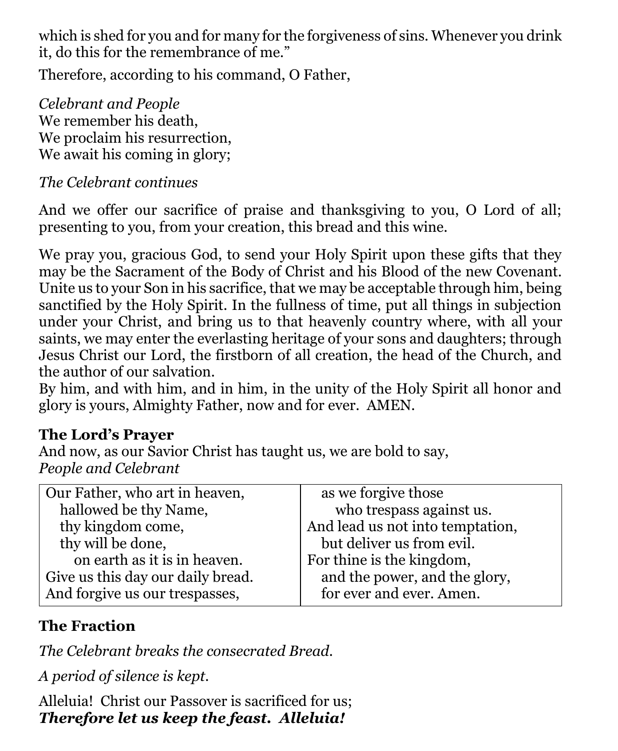which is shed for you and for many for the forgiveness of sins. Whenever you drink it, do this for the remembrance of me."

Therefore, according to his command, O Father,

*Celebrant and People*
We remember his death,
We proclaim his resurrection,
We await his coming in glory;

*The Celebrant continues*

And we offer our sacrifice of praise and thanksgiving to you, O Lord of all; presenting to you, from your creation, this bread and this wine.

We pray you, gracious God, to send your Holy Spirit upon these gifts that they may be the Sacrament of the Body of Christ and his Blood of the new Covenant. Unite us to your Son in his sacrifice, that we may be acceptable through him, being sanctified by the Holy Spirit. In the fullness of time, put all things in subjection under your Christ, and bring us to that heavenly country where, with all your saints, we may enter the everlasting heritage of your sons and daughters; through Jesus Christ our Lord, the firstborn of all creation, the head of the Church, and the author of our salvation.
By him, and with him, and in him, in the unity of the Holy Spirit all honor and glory is yours, Almighty Father, now and for ever. AMEN.

**The Lord's Prayer**
And now, as our Savior Christ has taught us, we are bold to say,
*People and Celebrant*

| | |
|---|---|
| Our Father, who art in heaven,<br>hallowed be thy Name,<br>thy kingdom come,<br>thy will be done,<br>on earth as it is in heaven.<br>Give us this day our daily bread.<br>And forgive us our trespasses, | as we forgive those<br>who trespass against us.<br>And lead us not into temptation,<br>but deliver us from evil.<br>For thine is the kingdom,<br>and the power, and the glory,<br>for ever and ever. Amen. |

**The Fraction**

*The Celebrant breaks the consecrated Bread.*

*A period of silence is kept.*

Alleluia! Christ our Passover is sacrificed for us;
***Therefore let us keep the feast. Alleluia!***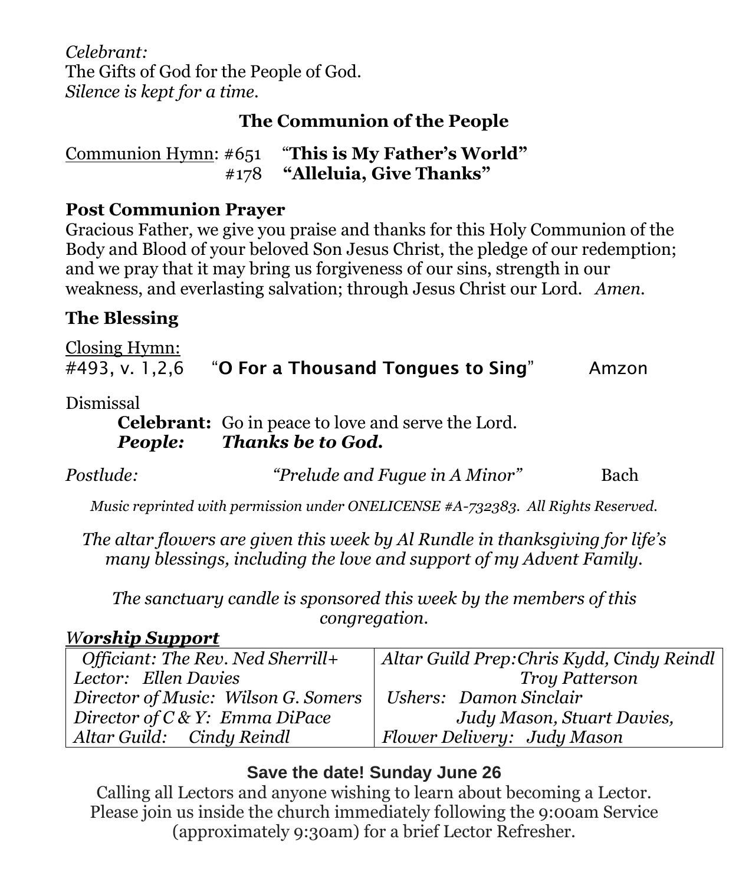*Celebrant:*
The Gifts of God for the People of God.
*Silence is kept for a time.*

### The Communion of the People

Communion Hymn: #651 **"This is My Father's World"**
#178 **"Alleluia, Give Thanks"**

**Post Communion Prayer**
Gracious Father, we give you praise and thanks for this Holy Communion of the Body and Blood of your beloved Son Jesus Christ, the pledge of our redemption; and we pray that it may bring us forgiveness of our sins, strength in our weakness, and everlasting salvation; through Jesus Christ our Lord. *Amen.*

**The Blessing**

Closing Hymn:
#493, v. 1,2,6 "**O For a Thousand Tongues to Sing**" Amzon

Dismissal

**Celebrant:** Go in peace to love and serve the Lord.
***People:*** ***Thanks be to God.***

*Postlude:* *"Prelude and Fugue in A Minor"* Bach

*Music reprinted with permission under ONELICENSE #A-732383. All Rights Reserved.*

*The altar flowers are given this week by Al Rundle in thanksgiving for life's many blessings, including the love and support of my Advent Family.*

*The sanctuary candle is sponsored this week by the members of this congregation.*

***Worship Support***

| | |
|---|---|
| *Officiant: The Rev. Ned Sherrill+* | *Altar Guild Prep:Chris Kydd, Cindy Reindl Troy Patterson* |
| *Lector: Ellen Davies* | *Ushers: Damon Sinclair* |
| *Director of Music: Wilson G. Somers* | *Judy Mason, Stuart Davies,* |
| *Director of C & Y: Emma DiPace* | |
| *Altar Guild: Cindy Reindl* | *Flower Delivery: Judy Mason* |

**Save the date! Sunday June 26**

Calling all Lectors and anyone wishing to learn about becoming a Lector. Please join us inside the church immediately following the 9:00am Service (approximately 9:30am) for a brief Lector Refresher.